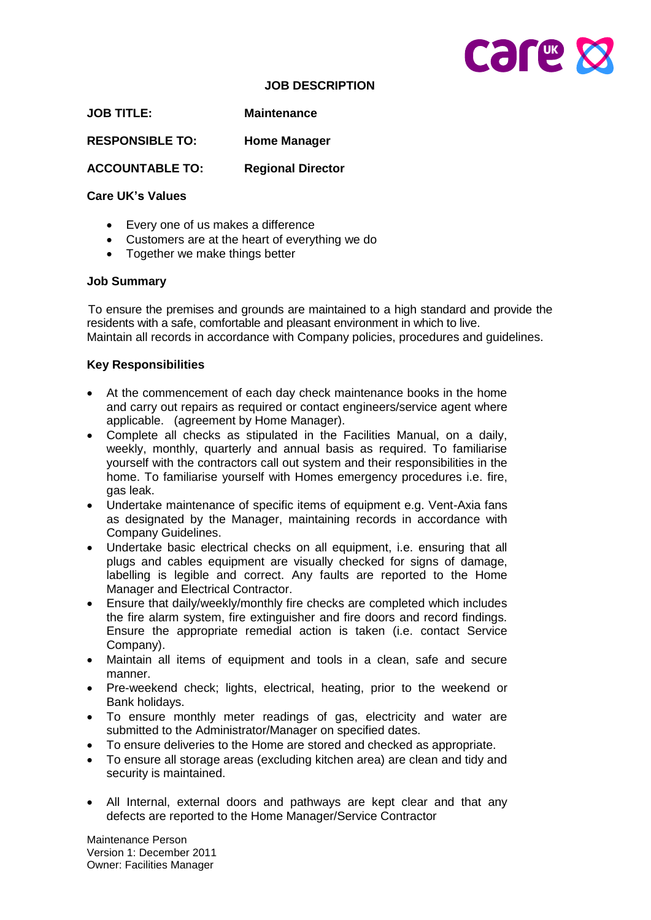# JOB DESCRIPTION

**JOB TITLE:** **Maintenance**

**RESPONSIBLE TO:** **Home Manager**

**ACCOUNTABLE TO:** **Regional Director**

**Care UK's Values**

- Every one of us makes a difference
- Customers are at the heart of everything we do
- Together we make things better

**Job Summary**

To ensure the premises and grounds are maintained to a high standard and provide the residents with a safe, comfortable and pleasant environment in which to live.
Maintain all records in accordance with Company policies, procedures and guidelines.

**Key Responsibilities**

- At the commencement of each day check maintenance books in the home and carry out repairs as required or contact engineers/service agent where applicable. (agreement by Home Manager).
- Complete all checks as stipulated in the Facilities Manual, on a daily, weekly, monthly, quarterly and annual basis as required. To familiarise yourself with the contractors call out system and their responsibilities in the home. To familiarise yourself with Homes emergency procedures i.e. fire, gas leak.
- Undertake maintenance of specific items of equipment e.g. Vent-Axia fans as designated by the Manager, maintaining records in accordance with Company Guidelines.
- Undertake basic electrical checks on all equipment, i.e. ensuring that all plugs and cables equipment are visually checked for signs of damage, labelling is legible and correct. Any faults are reported to the Home Manager and Electrical Contractor.
- Ensure that daily/weekly/monthly fire checks are completed which includes the fire alarm system, fire extinguisher and fire doors and record findings. Ensure the appropriate remedial action is taken (i.e. contact Service Company).
- Maintain all items of equipment and tools in a clean, safe and secure manner.
- Pre-weekend check; lights, electrical, heating, prior to the weekend or Bank holidays.
- To ensure monthly meter readings of gas, electricity and water are submitted to the Administrator/Manager on specified dates.
- To ensure deliveries to the Home are stored and checked as appropriate.
- To ensure all storage areas (excluding kitchen area) are clean and tidy and security is maintained.
- All Internal, external doors and pathways are kept clear and that any defects are reported to the Home Manager/Service Contractor

Maintenance Person
Version 1: December 2011
Owner: Facilities Manager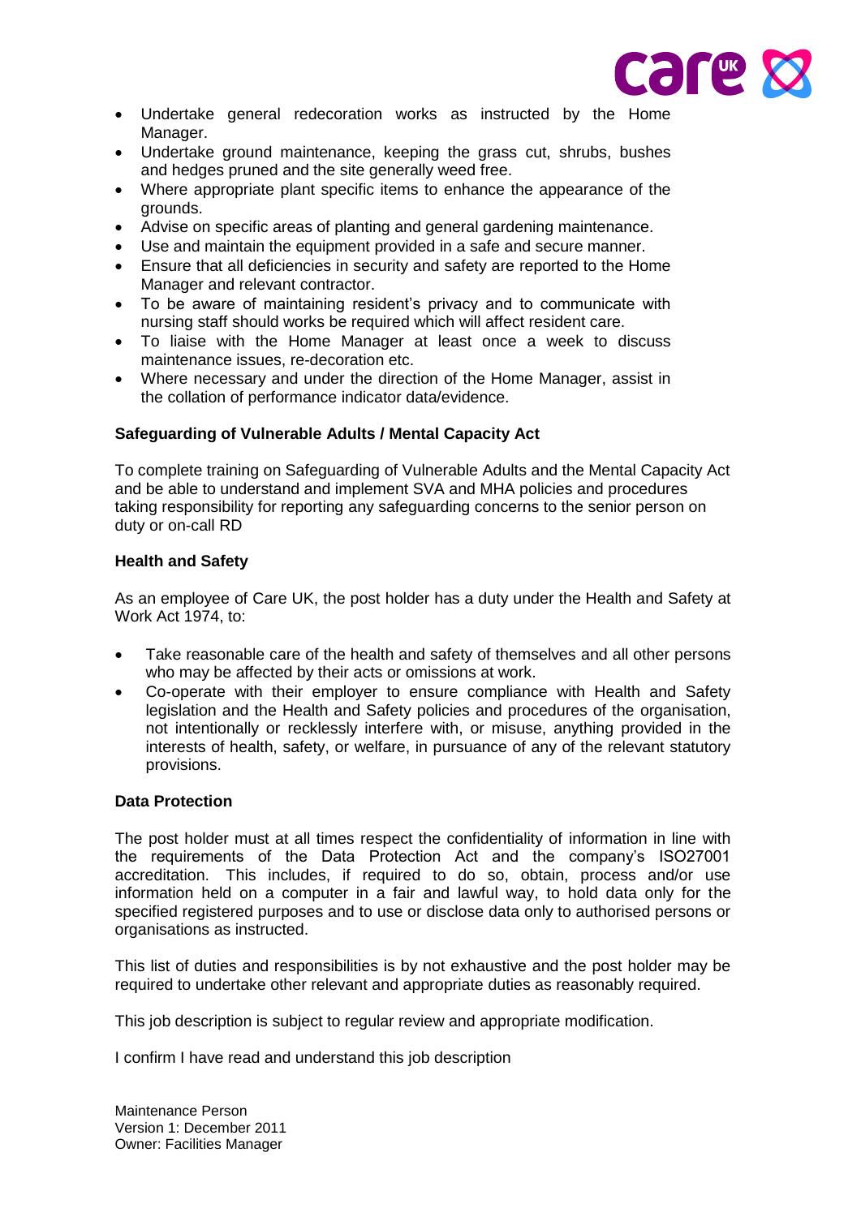- Undertake general redecoration works as instructed by the Home Manager.
- Undertake ground maintenance, keeping the grass cut, shrubs, bushes and hedges pruned and the site generally weed free.
- Where appropriate plant specific items to enhance the appearance of the grounds.
- Advise on specific areas of planting and general gardening maintenance.
- Use and maintain the equipment provided in a safe and secure manner.
- Ensure that all deficiencies in security and safety are reported to the Home Manager and relevant contractor.
- To be aware of maintaining resident's privacy and to communicate with nursing staff should works be required which will affect resident care.
- To liaise with the Home Manager at least once a week to discuss maintenance issues, re-decoration etc.
- Where necessary and under the direction of the Home Manager, assist in the collation of performance indicator data/evidence.

**Safeguarding of Vulnerable Adults / Mental Capacity Act**

To complete training on Safeguarding of Vulnerable Adults and the Mental Capacity Act and be able to understand and implement SVA and MHA policies and procedures taking responsibility for reporting any safeguarding concerns to the senior person on duty or on-call RD

**Health and Safety**

As an employee of Care UK, the post holder has a duty under the Health and Safety at Work Act 1974, to:

- Take reasonable care of the health and safety of themselves and all other persons who may be affected by their acts or omissions at work.
- Co-operate with their employer to ensure compliance with Health and Safety legislation and the Health and Safety policies and procedures of the organisation, not intentionally or recklessly interfere with, or misuse, anything provided in the interests of health, safety, or welfare, in pursuance of any of the relevant statutory provisions.

**Data Protection**

The post holder must at all times respect the confidentiality of information in line with the requirements of the Data Protection Act and the company's ISO27001 accreditation. This includes, if required to do so, obtain, process and/or use information held on a computer in a fair and lawful way, to hold data only for the specified registered purposes and to use or disclose data only to authorised persons or organisations as instructed.

This list of duties and responsibilities is by not exhaustive and the post holder may be required to undertake other relevant and appropriate duties as reasonably required.

This job description is subject to regular review and appropriate modification.

I confirm I have read and understand this job description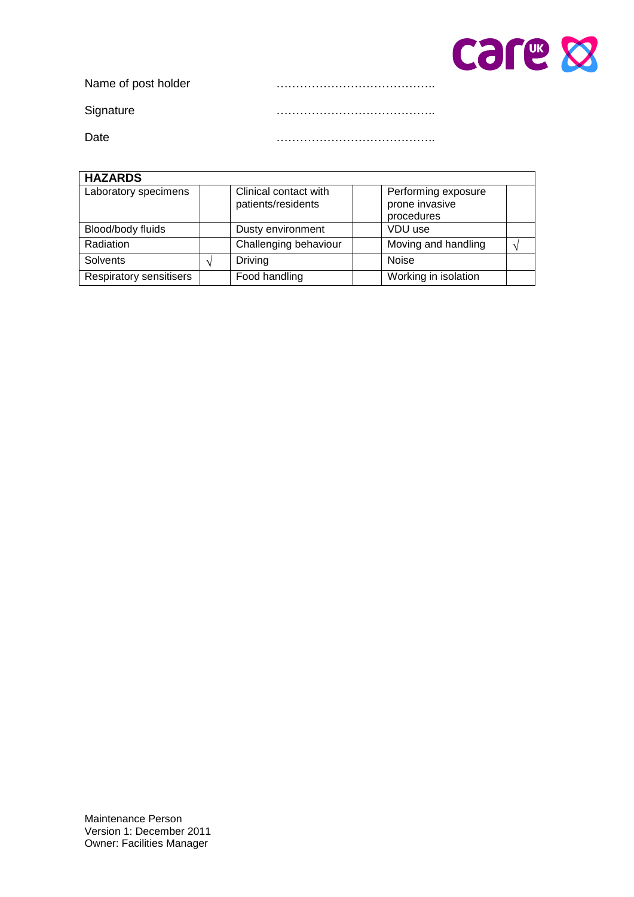Name of post holder ……………………………………

Signature ……………………………………

Date ……………………………………

| HAZARDS | | | | | |
|---|---|---|---|---|---|
| Laboratory specimens | | Clinical contact with patients/residents | | Performing exposure prone invasive procedures | |
| Blood/body fluids | | Dusty environment | | VDU use | |
| Radiation | | Challenging behaviour | | Moving and handling | √ |
| Solvents | √ | Driving | | Noise | |
| Respiratory sensitisers | | Food handling | | Working in isolation | |

Maintenance Person
Version 1: December 2011
Owner: Facilities Manager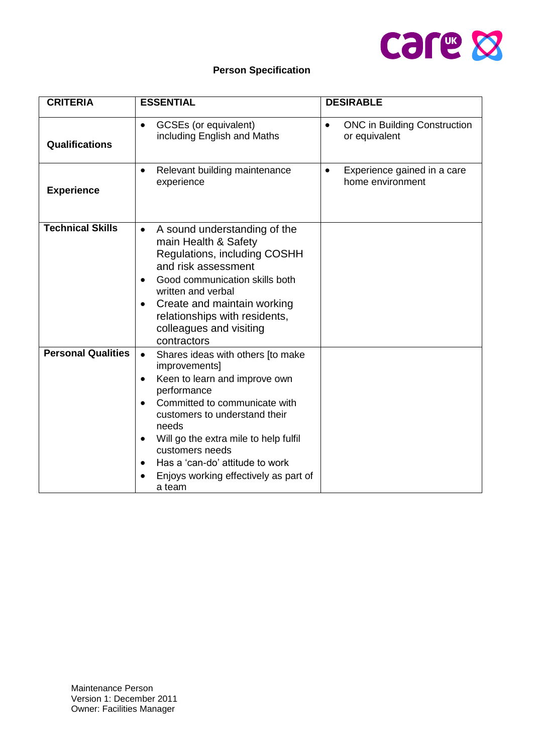# Person Specification

| CRITERIA | ESSENTIAL | DESIRABLE |
|---|---|---|
| **Qualifications** | • GCSEs (or equivalent) including English and Maths | • ONC in Building Construction or equivalent |
| **Experience** | • Relevant building maintenance experience | • Experience gained in a care home environment |
| **Technical Skills** | • A sound understanding of the main Health & Safety Regulations, including COSHH and risk assessment<br>• Good communication skills both written and verbal<br>• Create and maintain working relationships with residents, colleagues and visiting contractors | |
| **Personal Qualities** | • Shares ideas with others [to make improvements]<br>• Keen to learn and improve own performance<br>• Committed to communicate with customers to understand their needs<br>• Will go the extra mile to help fulfil customers needs<br>• Has a 'can-do' attitude to work<br>• Enjoys working effectively as part of a team | |

Maintenance Person
Version 1: December 2011
Owner: Facilities Manager